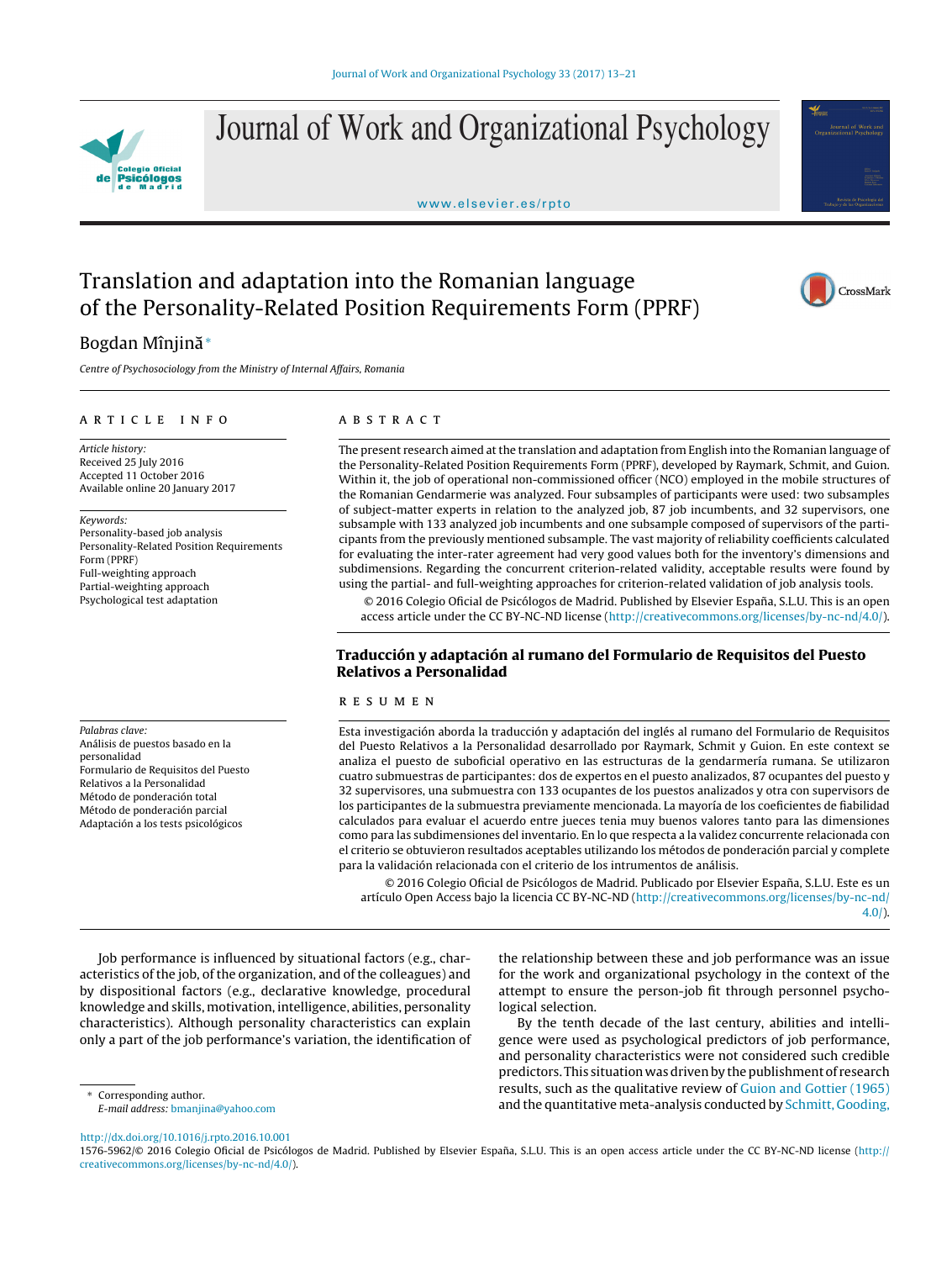# Translation and adaptation into the Romanian language of the Personality-Related Position Requirements Form (PPRF)

Bogdan Mînjină *

*Centre of Psychosociology from the Ministry of Internal Affairs, Romania*

## ARTICLE INFO

*Article history:*
Received 25 July 2016
Accepted 11 October 2016
Available online 20 January 2017

*Keywords:*
Personality-based job analysis
Personality-Related Position Requirements Form (PPRF)
Full-weighting approach
Partial-weighting approach
Psychological test adaptation

## ABSTRACT

The present research aimed at the translation and adaptation from English into the Romanian language of the Personality-Related Position Requirements Form (PPRF), developed by Raymark, Schmit, and Guion. Within it, the job of operational non-commissioned officer (NCO) employed in the mobile structures of the Romanian Gendarmerie was analyzed. Four subsamples of participants were used: two subsamples of subject-matter experts in relation to the analyzed job, 87 job incumbents, and 32 supervisors, one subsample with 133 analyzed job incumbents and one subsample composed of supervisors of the participants from the previously mentioned subsample. The vast majority of reliability coefficients calculated for evaluating the inter-rater agreement had very good values both for the inventory's dimensions and subdimensions. Regarding the concurrent criterion-related validity, acceptable results were found by using the partial- and full-weighting approaches for criterion-related validation of job analysis tools.

© 2016 Colegio Oficial de Psicólogos de Madrid. Published by Elsevier España, S.L.U. This is an open access article under the CC BY-NC-ND license (http://creativecommons.org/licenses/by-nc-nd/4.0/).

## Traducción y adaptación al rumano del Formulario de Requisitos del Puesto Relativos a Personalidad

*Palabras clave:*
Análisis de puestos basado en la personalidad
Formulario de Requisitos del Puesto Relativos a la Personalidad
Método de ponderación total
Método de ponderación parcial
Adaptación a los tests psicológicos

## RESUMEN

Esta investigación aborda la traducción y adaptación del inglés al rumano del Formulario de Requisitos del Puesto Relativos a la Personalidad desarrollado por Raymark, Schmit y Guion. En este context se analiza el puesto de suboficial operativo en las estructuras de la gendarmería rumana. Se utilizaron cuatro submuestras de participantes: dos de expertos en el puesto analizados, 87 ocupantes del puesto y 32 supervisores, una submuestra con 133 ocupantes de los puestos analizados y otra con supervisors de los participantes de la submuestra previamente mencionada. La mayoría de los coeficientes de fiabilidad calculados para evaluar el acuerdo entre jueces tenia muy buenos valores tanto para las dimensiones como para las subdimensiones del inventario. En lo que respecta a la validez concurrente relacionada con el criterio se obtuvieron resultados aceptables utilizando los métodos de ponderación parcial y complete para la validación relacionada con el criterio de los intrumentos de análisis.

© 2016 Colegio Oficial de Psicólogos de Madrid. Publicado por Elsevier España, S.L.U. Este es un artículo Open Access bajo la licencia CC BY-NC-ND (http://creativecommons.org/licenses/by-nc-nd/4.0/).

Job performance is influenced by situational factors (e.g., characteristics of the job, of the organization, and of the colleagues) and by dispositional factors (e.g., declarative knowledge, procedural knowledge and skills, motivation, intelligence, abilities, personality characteristics). Although personality characteristics can explain only a part of the job performance's variation, the identification of the relationship between these and job performance was an issue for the work and organizational psychology in the context of the attempt to ensure the person-job fit through personnel psychological selection.

By the tenth decade of the last century, abilities and intelligence were used as psychological predictors of job performance, and personality characteristics were not considered such credible predictors. This situation was driven by the publishment of research results, such as the qualitative review of Guion and Gottier (1965) and the quantitative meta-analysis conducted by Schmitt, Gooding,

* Corresponding author.
*E-mail address:* bmanjina@yahoo.com

http://dx.doi.org/10.1016/j.rpto.2016.10.001
1576-5962/© 2016 Colegio Oficial de Psicólogos de Madrid. Published by Elsevier España, S.L.U. This is an open access article under the CC BY-NC-ND license (http://creativecommons.org/licenses/by-nc-nd/4.0/).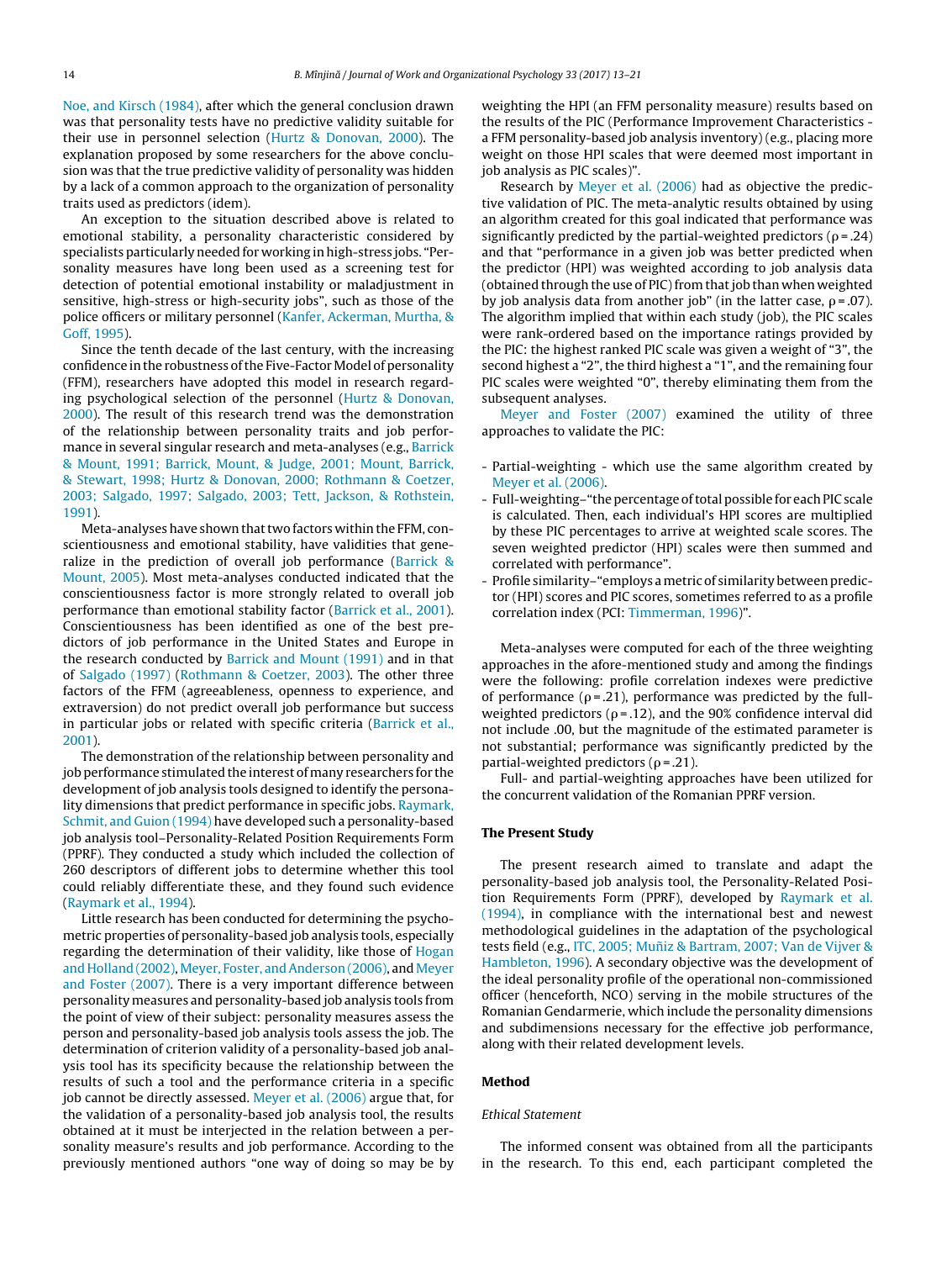Noe, and Kirsch (1984), after which the general conclusion drawn was that personality tests have no predictive validity suitable for their use in personnel selection (Hurtz & Donovan, 2000). The explanation proposed by some researchers for the above conclusion was that the true predictive validity of personality was hidden by a lack of a common approach to the organization of personality traits used as predictors (idem).

An exception to the situation described above is related to emotional stability, a personality characteristic considered by specialists particularly needed for working in high-stress jobs. "Personality measures have long been used as a screening test for detection of potential emotional instability or maladjustment in sensitive, high-stress or high-security jobs", such as those of the police officers or military personnel (Kanfer, Ackerman, Murtha, & Goff, 1995).

Since the tenth decade of the last century, with the increasing confidence in the robustness of the Five-Factor Model of personality (FFM), researchers have adopted this model in research regarding psychological selection of the personnel (Hurtz & Donovan, 2000). The result of this research trend was the demonstration of the relationship between personality traits and job performance in several singular research and meta-analyses (e.g., Barrick & Mount, 1991; Barrick, Mount, & Judge, 2001; Mount, Barrick, & Stewart, 1998; Hurtz & Donovan, 2000; Rothmann & Coetzer, 2003; Salgado, 1997; Salgado, 2003; Tett, Jackson, & Rothstein, 1991).

Meta-analyses have shown that two factors within the FFM, conscientiousness and emotional stability, have validities that generalize in the prediction of overall job performance (Barrick & Mount, 2005). Most meta-analyses conducted indicated that the conscientiousness factor is more strongly related to overall job performance than emotional stability factor (Barrick et al., 2001). Conscientiousness has been identified as one of the best predictors of job performance in the United States and Europe in the research conducted by Barrick and Mount (1991) and in that of Salgado (1997) (Rothmann & Coetzer, 2003). The other three factors of the FFM (agreeableness, openness to experience, and extraversion) do not predict overall job performance but success in particular jobs or related with specific criteria (Barrick et al., 2001).

The demonstration of the relationship between personality and job performance stimulated the interest of many researchers for the development of job analysis tools designed to identify the personality dimensions that predict performance in specific jobs. Raymark, Schmit, and Guion (1994) have developed such a personality-based job analysis tool–Personality-Related Position Requirements Form (PPRF). They conducted a study which included the collection of 260 descriptors of different jobs to determine whether this tool could reliably differentiate these, and they found such evidence (Raymark et al., 1994).

Little research has been conducted for determining the psychometric properties of personality-based job analysis tools, especially regarding the determination of their validity, like those of Hogan and Holland (2002), Meyer, Foster, and Anderson (2006), and Meyer and Foster (2007). There is a very important difference between personality measures and personality-based job analysis tools from the point of view of their subject: personality measures assess the person and personality-based job analysis tools assess the job. The determination of criterion validity of a personality-based job analysis tool has its specificity because the relationship between the results of such a tool and the performance criteria in a specific job cannot be directly assessed. Meyer et al. (2006) argue that, for the validation of a personality-based job analysis tool, the results obtained at it must be interjected in the relation between a personality measure's results and job performance. According to the previously mentioned authors "one way of doing so may be by weighting the HPI (an FFM personality measure) results based on the results of the PIC (Performance Improvement Characteristics - a FFM personality-based job analysis inventory) (e.g., placing more weight on those HPI scales that were deemed most important in job analysis as PIC scales)".

Research by Meyer et al. (2006) had as objective the predictive validation of PIC. The meta-analytic results obtained by using an algorithm created for this goal indicated that performance was significantly predicted by the partial-weighted predictors ($\rho = .24$) and that "performance in a given job was better predicted when the predictor (HPI) was weighted according to job analysis data (obtained through the use of PIC) from that job than when weighted by job analysis data from another job" (in the latter case, $\rho = .07$). The algorithm implied that within each study (job), the PIC scales were rank-ordered based on the importance ratings provided by the PIC: the highest ranked PIC scale was given a weight of "3", the second highest a "2", the third highest a "1", and the remaining four PIC scales were weighted "0", thereby eliminating them from the subsequent analyses.

Meyer and Foster (2007) examined the utility of three approaches to validate the PIC:

- Partial-weighting - which use the same algorithm created by Meyer et al. (2006).
- Full-weighting–"the percentage of total possible for each PIC scale is calculated. Then, each individual's HPI scores are multiplied by these PIC percentages to arrive at weighted scale scores. The seven weighted predictor (HPI) scales were then summed and correlated with performance".
- Profile similarity–"employs a metric of similarity between predictor (HPI) scores and PIC scores, sometimes referred to as a profile correlation index (PCI: Timmerman, 1996)".

Meta-analyses were computed for each of the three weighting approaches in the afore-mentioned study and among the findings were the following: profile correlation indexes were predictive of performance ($\rho = .21$), performance was predicted by the full-weighted predictors ($\rho = .12$), and the 90% confidence interval did not include .00, but the magnitude of the estimated parameter is not substantial; performance was significantly predicted by the partial-weighted predictors ($\rho = .21$).

Full- and partial-weighting approaches have been utilized for the concurrent validation of the Romanian PPRF version.

## The Present Study

The present research aimed to translate and adapt the personality-based job analysis tool, the Personality-Related Position Requirements Form (PPRF), developed by Raymark et al. (1994), in compliance with the international best and newest methodological guidelines in the adaptation of the psychological tests field (e.g., ITC, 2005; Muñiz & Bartram, 2007; Van de Vijver & Hambleton, 1996). A secondary objective was the development of the ideal personality profile of the operational non-commissioned officer (henceforth, NCO) serving in the mobile structures of the Romanian Gendarmerie, which include the personality dimensions and subdimensions necessary for the effective job performance, along with their related development levels.

## Method

### Ethical Statement

The informed consent was obtained from all the participants in the research. To this end, each participant completed the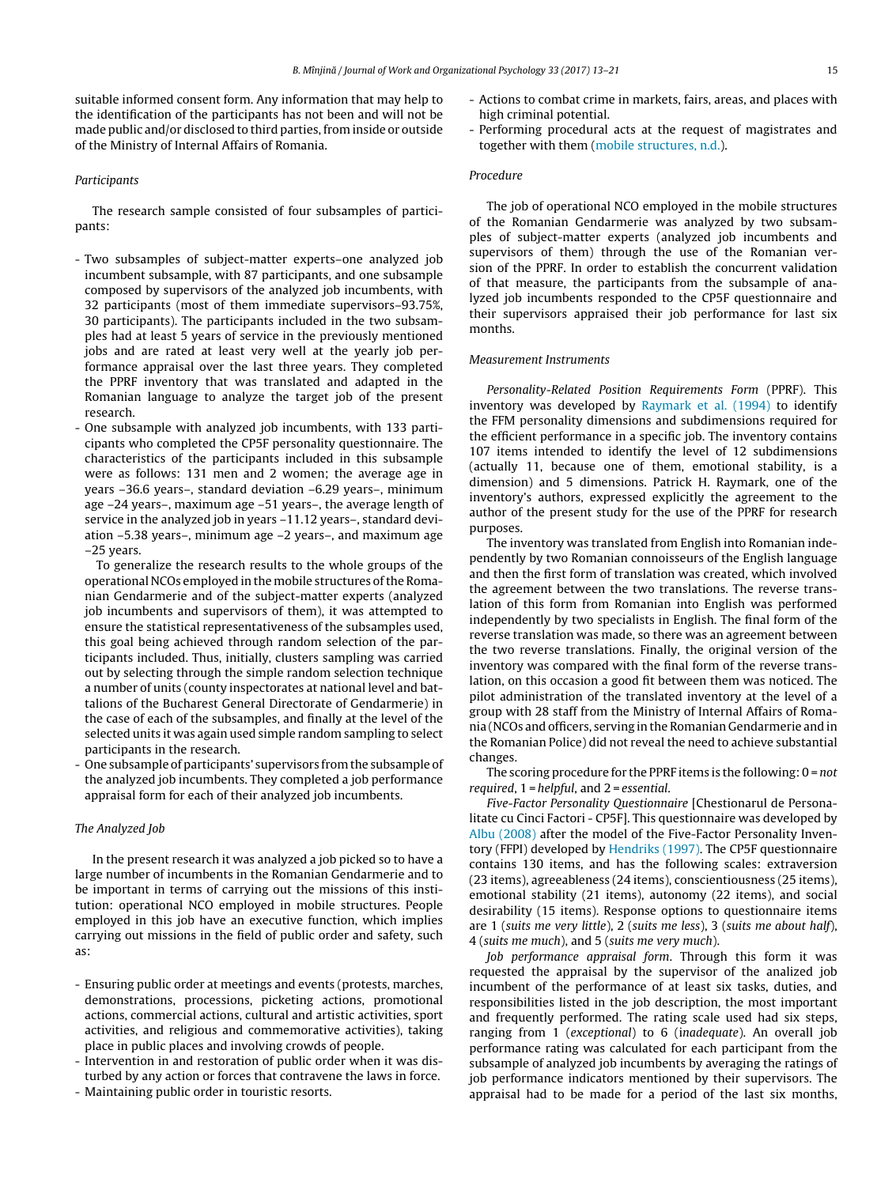suitable informed consent form. Any information that may help to the identification of the participants has not been and will not be made public and/or disclosed to third parties, from inside or outside of the Ministry of Internal Affairs of Romania.

*Participants*

The research sample consisted of four subsamples of participants:

- Two subsamples of subject-matter experts–one analyzed job incumbent subsample, with 87 participants, and one subsample composed by supervisors of the analyzed job incumbents, with 32 participants (most of them immediate supervisors–93.75%, 30 participants). The participants included in the two subsamples had at least 5 years of service in the previously mentioned jobs and are rated at least very well at the yearly job performance appraisal over the last three years. They completed the PPRF inventory that was translated and adapted in the Romanian language to analyze the target job of the present research.
- One subsample with analyzed job incumbents, with 133 participants who completed the CP5F personality questionnaire. The characteristics of the participants included in this subsample were as follows: 131 men and 2 women; the average age in years –36.6 years–, standard deviation –6.29 years–, minimum age –24 years–, maximum age –51 years–, the average length of service in the analyzed job in years –11.12 years–, standard deviation –5.38 years–, minimum age –2 years–, and maximum age –25 years.

  To generalize the research results to the whole groups of the operational NCOs employed in the mobile structures of the Romanian Gendarmerie and of the subject-matter experts (analyzed job incumbents and supervisors of them), it was attempted to ensure the statistical representativeness of the subsamples used, this goal being achieved through random selection of the participants included. Thus, initially, clusters sampling was carried out by selecting through the simple random selection technique a number of units (county inspectorates at national level and battalions of the Bucharest General Directorate of Gendarmerie) in the case of each of the subsamples, and finally at the level of the selected units it was again used simple random sampling to select participants in the research.
- One subsample of participants' supervisors from the subsample of the analyzed job incumbents. They completed a job performance appraisal form for each of their analyzed job incumbents.

*The Analyzed Job*

In the present research it was analyzed a job picked so to have a large number of incumbents in the Romanian Gendarmerie and to be important in terms of carrying out the missions of this institution: operational NCO employed in mobile structures. People employed in this job have an executive function, which implies carrying out missions in the field of public order and safety, such as:

- Ensuring public order at meetings and events (protests, marches, demonstrations, processions, picketing actions, promotional actions, commercial actions, cultural and artistic activities, sport activities, and religious and commemorative activities), taking place in public places and involving crowds of people.
- Intervention in and restoration of public order when it was disturbed by any action or forces that contravene the laws in force.
- Maintaining public order in touristic resorts.
- Actions to combat crime in markets, fairs, areas, and places with high criminal potential.
- Performing procedural acts at the request of magistrates and together with them (mobile structures, n.d.).

*Procedure*

The job of operational NCO employed in the mobile structures of the Romanian Gendarmerie was analyzed by two subsamples of subject-matter experts (analyzed job incumbents and supervisors of them) through the use of the Romanian version of the PPRF. In order to establish the concurrent validation of that measure, the participants from the subsample of analyzed job incumbents responded to the CP5F questionnaire and their supervisors appraised their job performance for last six months.

*Measurement Instruments*

*Personality-Related Position Requirements Form* (PPRF). This inventory was developed by Raymark et al. (1994) to identify the FFM personality dimensions and subdimensions required for the efficient performance in a specific job. The inventory contains 107 items intended to identify the level of 12 subdimensions (actually 11, because one of them, emotional stability, is a dimension) and 5 dimensions. Patrick H. Raymark, one of the inventory's authors, expressed explicitly the agreement to the author of the present study for the use of the PPRF for research purposes.

The inventory was translated from English into Romanian independently by two Romanian connoisseurs of the English language and then the first form of translation was created, which involved the agreement between the two translations. The reverse translation of this form from Romanian into English was performed independently by two specialists in English. The final form of the reverse translation was made, so there was an agreement between the two reverse translations. Finally, the original version of the inventory was compared with the final form of the reverse translation, on this occasion a good fit between them was noticed. The pilot administration of the translated inventory at the level of a group with 28 staff from the Ministry of Internal Affairs of Romania (NCOs and officers, serving in the Romanian Gendarmerie and in the Romanian Police) did not reveal the need to achieve substantial changes.

The scoring procedure for the PPRF items is the following: 0 = *not required*, 1 = *helpful*, and 2 = *essential*.

*Five-Factor Personality Questionnaire* [Chestionarul de Personalitate cu Cinci Factori - CP5F]. This questionnaire was developed by Albu (2008) after the model of the Five-Factor Personality Inventory (FFPI) developed by Hendriks (1997). The CP5F questionnaire contains 130 items, and has the following scales: extraversion (23 items), agreeableness (24 items), conscientiousness (25 items), emotional stability (21 items), autonomy (22 items), and social desirability (15 items). Response options to questionnaire items are 1 (*suits me very little*), 2 (*suits me less*), 3 (*suits me about half*), 4 (*suits me much*), and 5 (*suits me very much*).

*Job performance appraisal form*. Through this form it was requested the appraisal by the supervisor of the analized job incumbent of the performance of at least six tasks, duties, and responsibilities listed in the job description, the most important and frequently performed. The rating scale used had six steps, ranging from 1 (*exceptional*) to 6 (*inadequate*). An overall job performance rating was calculated for each participant from the subsample of analyzed job incumbents by averaging the ratings of job performance indicators mentioned by their supervisors. The appraisal had to be made for a period of the last six months,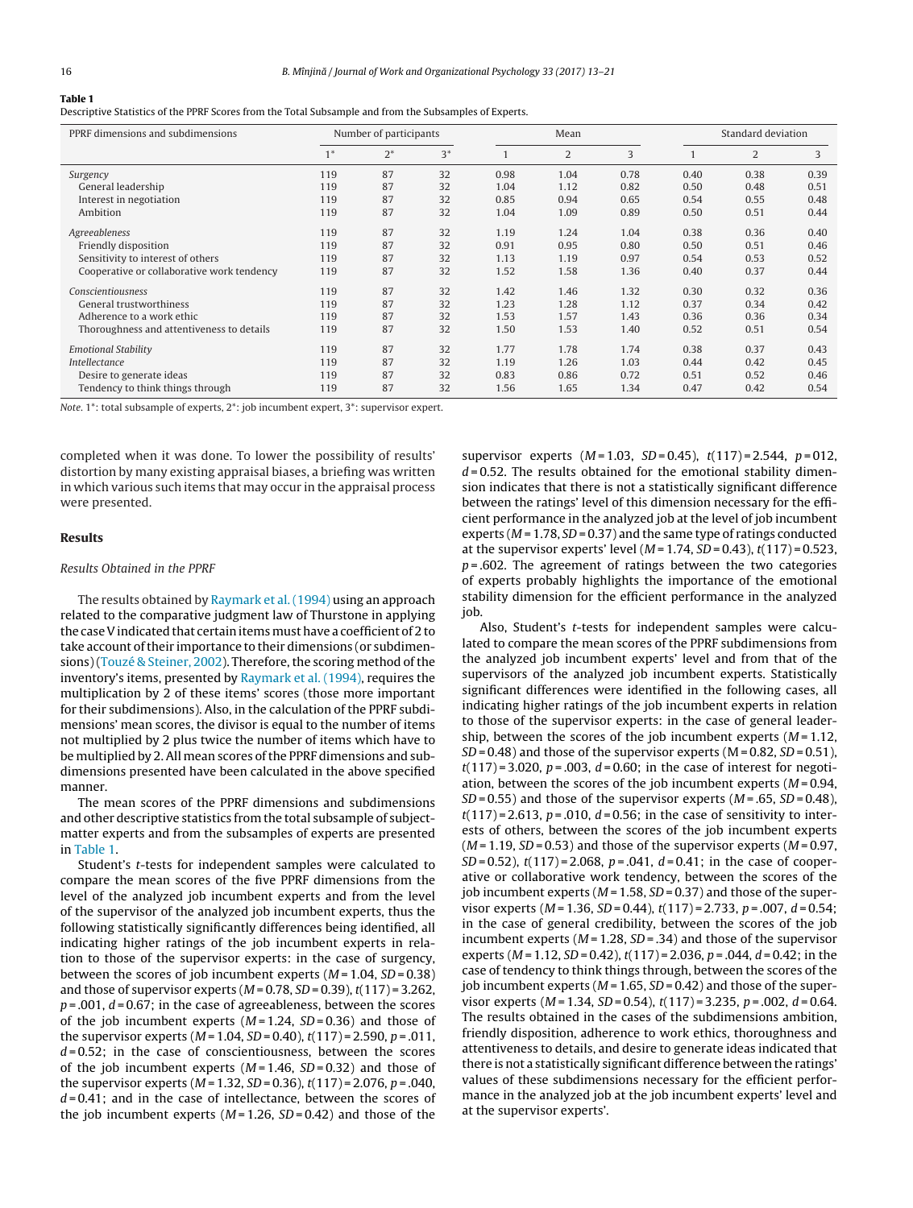**Table 1**
Descriptive Statistics of the PPRF Scores from the Total Subsample and from the Subsamples of Experts.

| PPRF dimensions and subdimensions | Number of participants | | | Mean | | | Standard deviation | | |
|---|---|---|---|---|---|---|---|---|---|
| | 1* | 2* | 3* | 1 | 2 | 3 | 1 | 2 | 3 |
| *Surgency* | 119 | 87 | 32 | 0.98 | 1.04 | 0.78 | 0.40 | 0.38 | 0.39 |
| General leadership | 119 | 87 | 32 | 1.04 | 1.12 | 0.82 | 0.50 | 0.48 | 0.51 |
| Interest in negotiation | 119 | 87 | 32 | 0.85 | 0.94 | 0.65 | 0.54 | 0.55 | 0.48 |
| Ambition | 119 | 87 | 32 | 1.04 | 1.09 | 0.89 | 0.50 | 0.51 | 0.44 |
| *Agreeableness* | 119 | 87 | 32 | 1.19 | 1.24 | 1.04 | 0.38 | 0.36 | 0.40 |
| Friendly disposition | 119 | 87 | 32 | 0.91 | 0.95 | 0.80 | 0.50 | 0.51 | 0.46 |
| Sensitivity to interest of others | 119 | 87 | 32 | 1.13 | 1.19 | 0.97 | 0.54 | 0.53 | 0.52 |
| Cooperative or collaborative work tendency | 119 | 87 | 32 | 1.52 | 1.58 | 1.36 | 0.40 | 0.37 | 0.44 |
| *Conscientiousness* | 119 | 87 | 32 | 1.42 | 1.46 | 1.32 | 0.30 | 0.32 | 0.36 |
| General trustworthiness | 119 | 87 | 32 | 1.23 | 1.28 | 1.12 | 0.37 | 0.34 | 0.42 |
| Adherence to a work ethic | 119 | 87 | 32 | 1.53 | 1.57 | 1.43 | 0.36 | 0.36 | 0.34 |
| Thoroughness and attentiveness to details | 119 | 87 | 32 | 1.50 | 1.53 | 1.40 | 0.52 | 0.51 | 0.54 |
| *Emotional Stability* | 119 | 87 | 32 | 1.77 | 1.78 | 1.74 | 0.38 | 0.37 | 0.43 |
| *Intellectance* | 119 | 87 | 32 | 1.19 | 1.26 | 1.03 | 0.44 | 0.42 | 0.45 |
| Desire to generate ideas | 119 | 87 | 32 | 0.83 | 0.86 | 0.72 | 0.51 | 0.52 | 0.46 |
| Tendency to think things through | 119 | 87 | 32 | 1.56 | 1.65 | 1.34 | 0.47 | 0.42 | 0.54 |

*Note*. 1*: total subsample of experts, 2*: job incumbent expert, 3*: supervisor expert.

completed when it was done. To lower the possibility of results' distortion by many existing appraisal biases, a briefing was written in which various such items that may occur in the appraisal process were presented.

## Results

### Results Obtained in the PPRF

The results obtained by Raymark et al. (1994) using an approach related to the comparative judgment law of Thurstone in applying the case V indicated that certain items must have a coefficient of 2 to take account of their importance to their dimensions (or subdimensions) (Touzé & Steiner, 2002). Therefore, the scoring method of the inventory's items, presented by Raymark et al. (1994), requires the multiplication by 2 of these items' scores (those more important for their subdimensions). Also, in the calculation of the PPRF subdimensions' mean scores, the divisor is equal to the number of items not multiplied by 2 plus twice the number of items which have to be multiplied by 2. All mean scores of the PPRF dimensions and subdimensions presented have been calculated in the above specified manner.

The mean scores of the PPRF dimensions and subdimensions and other descriptive statistics from the total subsample of subject-matter experts and from the subsamples of experts are presented in Table 1.

Student's *t*-tests for independent samples were calculated to compare the mean scores of the five PPRF dimensions from the level of the analyzed job incumbent experts and from the level of the supervisor of the analyzed job incumbent experts, thus the following statistically significantly differences being identified, all indicating higher ratings of the job incumbent experts in relation to those of the supervisor experts: in the case of surgency, between the scores of job incumbent experts ($M$ = 1.04, $SD$ = 0.38) and those of supervisor experts ($M$ = 0.78, $SD$ = 0.39), $t(117)$ = 3.262, $p$ = .001, $d$ = 0.67; in the case of agreeableness, between the scores of the job incumbent experts ($M$ = 1.24, $SD$ = 0.36) and those of the supervisor experts ($M$ = 1.04, $SD$ = 0.40), $t(117)$ = 2.590, $p$ = .011, $d$ = 0.52; in the case of conscientiousness, between the scores of the job incumbent experts ($M$ = 1.46, $SD$ = 0.32) and those of the supervisor experts ($M$ = 1.32, $SD$ = 0.36), $t(117)$ = 2.076, $p$ = .040, $d$ = 0.41; and in the case of intellectance, between the scores of the job incumbent experts ($M$ = 1.26, $SD$ = 0.42) and those of the supervisor experts ($M$ = 1.03, $SD$ = 0.45), $t(117)$ = 2.544, $p$ = 012, $d$ = 0.52. The results obtained for the emotional stability dimension indicates that there is not a statistically significant difference between the ratings' level of this dimension necessary for the efficient performance in the analyzed job at the level of job incumbent experts ($M$ = 1.78, $SD$ = 0.37) and the same type of ratings conducted at the supervisor experts' level ($M$ = 1.74, $SD$ = 0.43), $t(117)$ = 0.523, $p$ = .602. The agreement of ratings between the two categories of experts probably highlights the importance of the emotional stability dimension for the efficient performance in the analyzed job.

Also, Student's *t*-tests for independent samples were calculated to compare the mean scores of the PPRF subdimensions from the analyzed job incumbent experts' level and from that of the supervisors of the analyzed job incumbent experts. Statistically significant differences were identified in the following cases, all indicating higher ratings of the job incumbent experts in relation to those of the supervisor experts: in the case of general leadership, between the scores of the job incumbent experts ($M$ = 1.12, $SD$ = 0.48) and those of the supervisor experts ($M$ = 0.82, $SD$ = 0.51), $t(117)$ = 3.020, $p$ = .003, $d$ = 0.60; in the case of interest for negotiation, between the scores of the job incumbent experts ($M$ = 0.94, $SD$ = 0.55) and those of the supervisor experts ($M$ = .65, $SD$ = 0.48), $t(117)$ = 2.613, $p$ = .010, $d$ = 0.56; in the case of sensitivity to interests of others, between the scores of the job incumbent experts ($M$ = 1.19, $SD$ = 0.53) and those of the supervisor experts ($M$ = 0.97, $SD$ = 0.52), $t(117)$ = 2.068, $p$ = .041, $d$ = 0.41; in the case of cooperative or collaborative work tendency, between the scores of the job incumbent experts ($M$ = 1.58, $SD$ = 0.37) and those of the supervisor experts ($M$ = 1.36, $SD$ = 0.44), $t(117)$ = 2.733, $p$ = .007, $d$ = 0.54; in the case of general credibility, between the scores of the job incumbent experts ($M$ = 1.28, $SD$ = .34) and those of the supervisor experts ($M$ = 1.12, $SD$ = 0.42), $t(117)$ = 2.036, $p$ = .044, $d$ = 0.42; in the case of tendency to think things through, between the scores of the job incumbent experts ($M$ = 1.65, $SD$ = 0.42) and those of the supervisor experts ($M$ = 1.34, $SD$ = 0.54), $t(117)$ = 3.235, $p$ = .002, $d$ = 0.64. The results obtained in the cases of the subdimensions ambition, friendly disposition, adherence to work ethics, thoroughness and attentiveness to details, and desire to generate ideas indicated that there is not a statistically significant difference between the ratings' values of these subdimensions necessary for the efficient performance in the analyzed job at the job incumbent experts' level and at the supervisor experts'.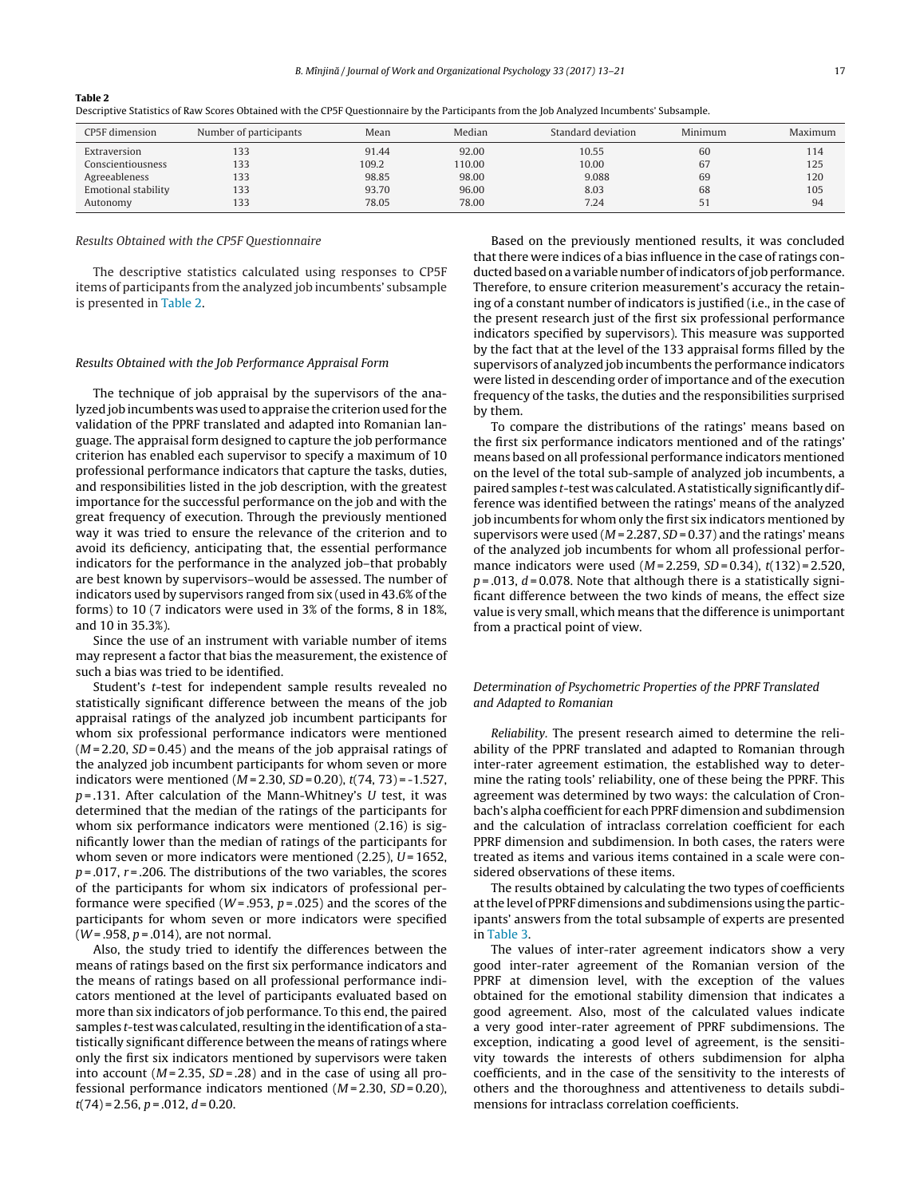**Table 2**
Descriptive Statistics of Raw Scores Obtained with the CP5F Questionnaire by the Participants from the Job Analyzed Incumbents' Subsample.

| CP5F dimension | Number of participants | Mean | Median | Standard deviation | Minimum | Maximum |
|---|---|---|---|---|---|---|
| Extraversion | 133 | 91.44 | 92.00 | 10.55 | 60 | 114 |
| Conscientiousness | 133 | 109.2 | 110.00 | 10.00 | 67 | 125 |
| Agreeableness | 133 | 98.85 | 98.00 | 9.088 | 69 | 120 |
| Emotional stability | 133 | 93.70 | 96.00 | 8.03 | 68 | 105 |
| Autonomy | 133 | 78.05 | 78.00 | 7.24 | 51 | 94 |

### *Results Obtained with the CP5F Questionnaire*

The descriptive statistics calculated using responses to CP5F items of participants from the analyzed job incumbents' subsample is presented in Table 2.

### *Results Obtained with the Job Performance Appraisal Form*

The technique of job appraisal by the supervisors of the analyzed job incumbents was used to appraise the criterion used for the validation of the PPRF translated and adapted into Romanian language. The appraisal form designed to capture the job performance criterion has enabled each supervisor to specify a maximum of 10 professional performance indicators that capture the tasks, duties, and responsibilities listed in the job description, with the greatest importance for the successful performance on the job and with the great frequency of execution. Through the previously mentioned way it was tried to ensure the relevance of the criterion and to avoid its deficiency, anticipating that, the essential performance indicators for the performance in the analyzed job–that probably are best known by supervisors–would be assessed. The number of indicators used by supervisors ranged from six (used in 43.6% of the forms) to 10 (7 indicators were used in 3% of the forms, 8 in 18%, and 10 in 35.3%).

Since the use of an instrument with variable number of items may represent a factor that bias the measurement, the existence of such a bias was tried to be identified.

Student's *t*-test for independent sample results revealed no statistically significant difference between the means of the job appraisal ratings of the analyzed job incumbent participants for whom six professional performance indicators were mentioned ($M$ = 2.20, $SD$ = 0.45) and the means of the job appraisal ratings of the analyzed job incumbent participants for whom seven or more indicators were mentioned ($M$ = 2.30, $SD$ = 0.20), $t(74, 73)$ = -1.527, $p$ = .131. After calculation of the Mann-Whitney's $U$ test, it was determined that the median of the ratings of the participants for whom six performance indicators were mentioned (2.16) is significantly lower than the median of ratings of the participants for whom seven or more indicators were mentioned (2.25), $U$ = 1652, $p$ = .017, $r$ = .206. The distributions of the two variables, the scores of the participants for whom six indicators of professional performance were specified ($W$ = .953, $p$ = .025) and the scores of the participants for whom seven or more indicators were specified ($W$ = .958, $p$ = .014), are not normal.

Also, the study tried to identify the differences between the means of ratings based on the first six performance indicators and the means of ratings based on all professional performance indicators mentioned at the level of participants evaluated based on more than six indicators of job performance. To this end, the paired samples *t*-test was calculated, resulting in the identification of a statistically significant difference between the means of ratings where only the first six indicators mentioned by supervisors were taken into account ($M$ = 2.35, $SD$ = .28) and in the case of using all professional performance indicators mentioned ($M$ = 2.30, $SD$ = 0.20), $t(74)$ = 2.56, $p$ = .012, $d$ = 0.20.

Based on the previously mentioned results, it was concluded that there were indices of a bias influence in the case of ratings conducted based on a variable number of indicators of job performance. Therefore, to ensure criterion measurement's accuracy the retaining of a constant number of indicators is justified (i.e., in the case of the present research just of the first six professional performance indicators specified by supervisors). This measure was supported by the fact that at the level of the 133 appraisal forms filled by the supervisors of analyzed job incumbents the performance indicators were listed in descending order of importance and of the execution frequency of the tasks, the duties and the responsibilities surprised by them.

To compare the distributions of the ratings' means based on the first six performance indicators mentioned and of the ratings' means based on all professional performance indicators mentioned on the level of the total sub-sample of analyzed job incumbents, a paired samples *t*-test was calculated. A statistically significant difference was identified between the ratings' means of the analyzed job incumbents for whom only the first six indicators mentioned by supervisors were used ($M$ = 2.287, $SD$ = 0.37) and the ratings' means of the analyzed job incumbents for whom all professional performance indicators were used ($M$ = 2.259, $SD$ = 0.34), $t(132)$ = 2.520, $p$ = .013, $d$ = 0.078. Note that although there is a statistically significant difference between the two kinds of means, the effect size value is very small, which means that the difference is unimportant from a practical point of view.

### *Determination of Psychometric Properties of the PPRF Translated and Adapted to Romanian*

*Reliability.* The present research aimed to determine the reliability of the PPRF translated and adapted to Romanian through inter-rater agreement estimation, the established way to determine the rating tools' reliability, one of these being the PPRF. This agreement was determined by two ways: the calculation of Cronbach's alpha coefficient for each PPRF dimension and subdimension and the calculation of intraclass correlation coefficient for each PPRF dimension and subdimension. In both cases, the raters were treated as items and various items contained in a scale were considered observations of these items.

The results obtained by calculating the two types of coefficients at the level of PPRF dimensions and subdimensions using the participants' answers from the total subsample of experts are presented in Table 3.

The values of inter-rater agreement indicators show a very good inter-rater agreement of the Romanian version of the PPRF at dimension level, with the exception of the values obtained for the emotional stability dimension that indicates a good agreement. Also, most of the calculated values indicate a very good inter-rater agreement of PPRF subdimensions. The exception, indicating a good level of agreement, is the sensitivity towards the interests of others subdimension for alpha coefficients, and in the case of the sensitivity to the interests of others and the thoroughness and attentiveness to details subdimensions for intraclass correlation coefficients.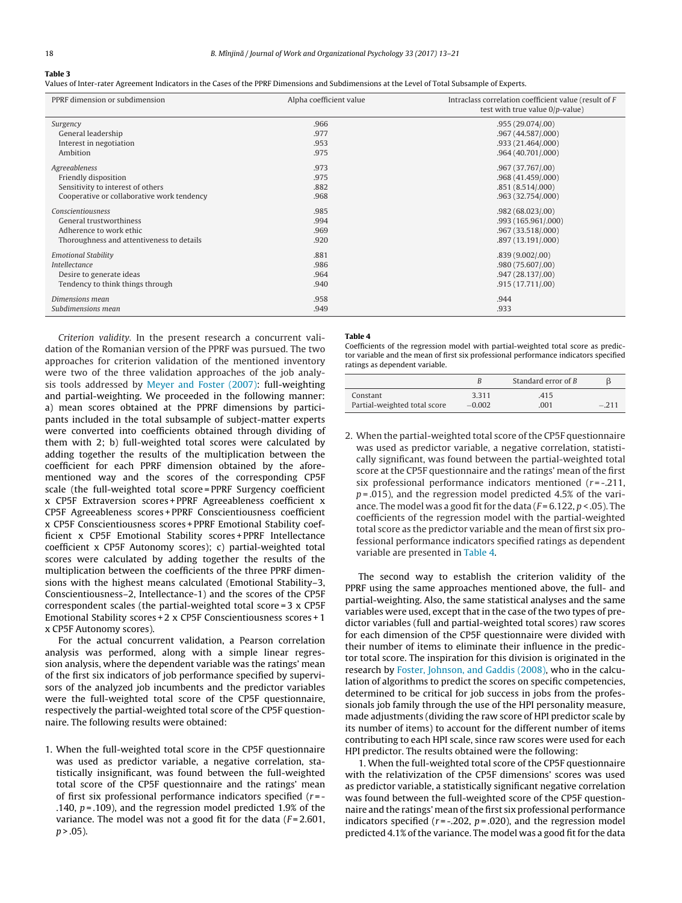**Table 3**
Values of Inter-rater Agreement Indicators in the Cases of the PPRF Dimensions and Subdimensions at the Level of Total Subsample of Experts.

| PPRF dimension or subdimension | Alpha coefficient value | Intraclass correlation coefficient value (result of F test with true value 0/p-value) |
|---|---|---|
| *Surgency* | .966 | .955 (29.074/.00) |
| General leadership | .977 | .967 (44.587/.000) |
| Interest in negotiation | .953 | .933 (21.464/.000) |
| Ambition | .975 | .964 (40.701/.000) |
| *Agreeableness* | .973 | .967 (37.767/.00) |
| Friendly disposition | .975 | .968 (41.459/.000) |
| Sensitivity to interest of others | .882 | .851 (8.514/.000) |
| Cooperative or collaborative work tendency | .968 | .963 (32.754/.000) |
| *Conscientiousness* | .985 | .982 (68.023/.00) |
| General trustworthiness | .994 | .993 (165.961/.000) |
| Adherence to work ethic | .969 | .967 (33.518/.000) |
| Thoroughness and attentiveness to details | .920 | .897 (13.191/.000) |
| *Emotional Stability* | .881 | .839 (9.002/.00) |
| *Intellectance* | .986 | .980 (75.607/.00) |
| Desire to generate ideas | .964 | .947 (28.137/.00) |
| Tendency to think things through | .940 | .915 (17.711/.00) |
| *Dimensions mean* | .958 | .944 |
| *Subdimensions mean* | .949 | .933 |

*Criterion validity.* In the present research a concurrent validation of the Romanian version of the PPRF was pursued. The two approaches for criterion validation of the mentioned inventory were two of the three validation approaches of the job analysis tools addressed by Meyer and Foster (2007): full-weighting and partial-weighting. We proceeded in the following manner: a) mean scores obtained at the PPRF dimensions by participants included in the total subsample of subject-matter experts were converted into coefficients obtained through dividing of them with 2; b) full-weighted total scores were calculated by adding together the results of the multiplication between the coefficient for each PPRF dimension obtained by the aforementioned way and the scores of the corresponding CP5F scale (the full-weighted total score = PPRF Surgency coefficient x CP5F Extraversion scores + PPRF Agreeableness coefficient x CP5F Agreeableness scores + PPRF Conscientiousness coefficient x CP5F Conscientiousness scores + PPRF Emotional Stability coefficient x CP5F Emotional Stability scores + PPRF Intellectance coefficient x CP5F Autonomy scores); c) partial-weighted total scores were calculated by adding together the results of the multiplication between the coefficients of the three PPRF dimensions with the highest means calculated (Emotional Stability–3, Conscientiousness–2, Intellectance-1) and the scores of the CP5F correspondent scales (the partial-weighted total score = 3 x CP5F Emotional Stability scores + 2 x CP5F Conscientiousness scores + 1 x CP5F Autonomy scores).

For the actual concurrent validation, a Pearson correlation analysis was performed, along with a simple linear regression analysis, where the dependent variable was the ratings' mean of the first six indicators of job performance specified by supervisors of the analyzed job incumbents and the predictor variables were the full-weighted total score of the CP5F questionnaire, respectively the partial-weighted total score of the CP5F questionnaire. The following results were obtained:

1. When the full-weighted total score in the CP5F questionnaire was used as predictor variable, a negative correlation, statistically insignificant, was found between the full-weighted total score of the CP5F questionnaire and the ratings' mean of first six professional performance indicators specified ($r$ = -.140, $p$ = .109), and the regression model predicted 1.9% of the variance. The model was not a good fit for the data ($F$ = 2.601, $p > .05$).

**Table 4**
Coefficients of the regression model with partial-weighted total score as predictor variable and the mean of first six professional performance indicators specified ratings as dependent variable.

| | B | Standard error of B | β |
|---|---|---|---|
| Constant | 3.311 | .415 | |
| Partial-weighted total score | −0.002 | .001 | −.211 |

2. When the partial-weighted total score of the CP5F questionnaire was used as predictor variable, a negative correlation, statistically significant, was found between the partial-weighted total score at the CP5F questionnaire and the ratings' mean of the first six professional performance indicators mentioned ($r$ = -.211, $p$ = .015), and the regression model predicted 4.5% of the variance. The model was a good fit for the data ($F$ = 6.122, $p < .05$). The coefficients of the regression model with the partial-weighted total score as the predictor variable and the mean of first six professional performance indicators specified ratings as dependent variable are presented in Table 4.

The second way to establish the criterion validity of the PPRF using the same approaches mentioned above, the full- and partial-weighting. Also, the same statistical analyses and the same variables were used, except that in the case of the two types of predictor variables (full and partial-weighted total scores) raw scores for each dimension of the CP5F questionnaire were divided with their number of items to eliminate their influence in the predictor total score. The inspiration for this division is originated in the research by Foster, Johnson, and Gaddis (2008), who in the calculation of algorithms to predict the scores on specific competencies, determined to be critical for job success in jobs from the professionals job family through the use of the HPI personality measure, made adjustments (dividing the raw score of HPI predictor scale by its number of items) to account for the different number of items contributing to each HPI scale, since raw scores were used for each HPI predictor. The results obtained were the following:

1. When the full-weighted total score of the CP5F questionnaire with the relativization of the CP5F dimensions' scores was used as predictor variable, a statistically significant negative correlation was found between the full-weighted score of the CP5F questionnaire and the ratings' mean of the first six professional performance indicators specified ($r$ = -.202, $p$ = .020), and the regression model predicted 4.1% of the variance. The model was a good fit for the data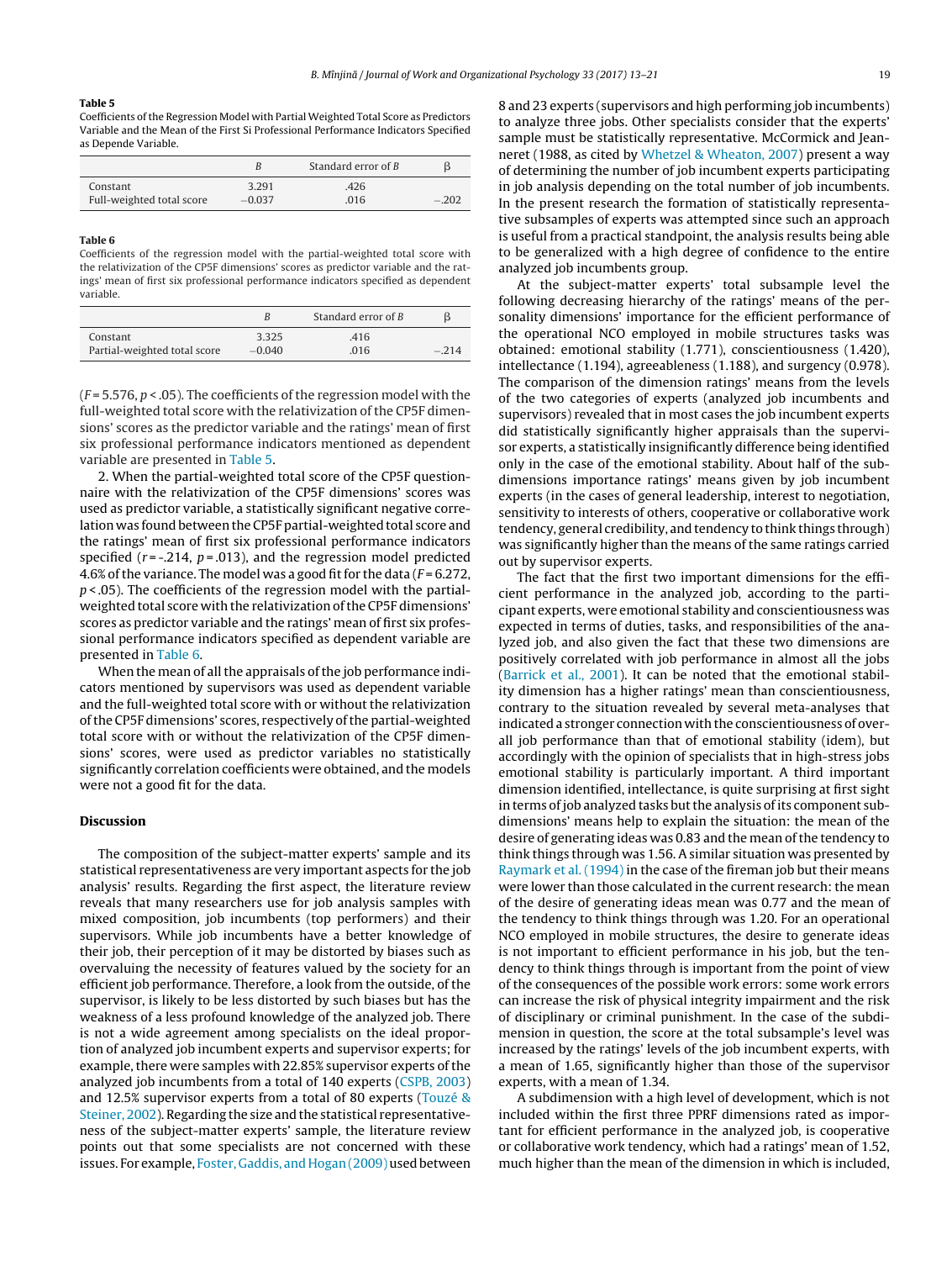**Table 5**
Coefficients of the Regression Model with Partial Weighted Total Score as Predictors Variable and the Mean of the First Si Professional Performance Indicators Specified as Depende Variable.

| | B | Standard error of B | β |
|---|---|---|---|
| Constant | 3.291 | .426 | |
| Full-weighted total score | −0.037 | .016 | −.202 |

**Table 6**
Coefficients of the regression model with the partial-weighted total score with the relativization of the CP5F dimensions' scores as predictor variable and the ratings' mean of first six professional performance indicators specified as dependent variable.

| | B | Standard error of B | β |
|---|---|---|---|
| Constant | 3.325 | .416 | |
| Partial-weighted total score | −0.040 | .016 | −.214 |

($F$ = 5.576, $p$ < .05). The coefficients of the regression model with the full-weighted total score with the relativization of the CP5F dimensions' scores as the predictor variable and the ratings' mean of first six professional performance indicators mentioned as dependent variable are presented in Table 5.

2. When the partial-weighted total score of the CP5F questionnaire with the relativization of the CP5F dimensions' scores was used as predictor variable, a statistically significant negative correlation was found between the CP5F partial-weighted total score and the ratings' mean of first six professional performance indicators specified ($r$ = -.214, $p$ = .013), and the regression model predicted 4.6% of the variance. The model was a good fit for the data ($F$ = 6.272, $p$ < .05). The coefficients of the regression model with the partial-weighted total score with the relativization of the CP5F dimensions' scores as predictor variable and the ratings' mean of first six professional performance indicators specified as dependent variable are presented in Table 6.

When the mean of all the appraisals of the job performance indicators mentioned by supervisors was used as dependent variable and the full-weighted total score with or without the relativization of the CP5F dimensions' scores, respectively of the partial-weighted total score with or without the relativization of the CP5F dimensions' scores, were used as predictor variables no statistically significantly correlation coefficients were obtained, and the models were not a good fit for the data.

## Discussion

The composition of the subject-matter experts' sample and its statistical representativeness are very important aspects for the job analysis' results. Regarding the first aspect, the literature review reveals that many researchers use for job analysis samples with mixed composition, job incumbents (top performers) and their supervisors. While job incumbents have a better knowledge of their job, their perception of it may be distorted by biases such as overvaluing the necessity of features valued by the society for an efficient job performance. Therefore, a look from the outside, of the supervisor, is likely to be less distorted by such biases but has the weakness of a less profound knowledge of the analyzed job. There is not a wide agreement among specialists on the ideal proportion of analyzed job incumbent experts and supervisor experts; for example, there were samples with 22.85% supervisor experts of the analyzed job incumbents from a total of 140 experts (CSPB, 2003) and 12.5% supervisor experts from a total of 80 experts (Touzé & Steiner, 2002). Regarding the size and the statistical representativeness of the subject-matter experts' sample, the literature review points out that some specialists are not concerned with these issues. For example, Foster, Gaddis, and Hogan (2009) used between 8 and 23 experts (supervisors and high performing job incumbents) to analyze three jobs. Other specialists consider that the experts' sample must be statistically representative. McCormick and Jeanneret (1988, as cited by Whetzel & Wheaton, 2007) present a way of determining the number of job incumbent experts participating in job analysis depending on the total number of job incumbents. In the present research the formation of statistically representative subsamples of experts was attempted since such an approach is useful from a practical standpoint, the analysis results being able to be generalized with a high degree of confidence to the entire analyzed job incumbents group.

At the subject-matter experts' total subsample level the following decreasing hierarchy of the ratings' means of the personality dimensions' importance for the efficient performance of the operational NCO employed in mobile structures tasks was obtained: emotional stability (1.771), conscientiousness (1.420), intellectance (1.194), agreeableness (1.188), and surgency (0.978). The comparison of the dimension ratings' means from the levels of the two categories of experts (analyzed job incumbents and supervisors) revealed that in most cases the job incumbent experts did statistically significantly higher appraisals than the supervisor experts, a statistically insignificantly difference being identified only in the case of the emotional stability. About half of the subdimensions importance ratings' means given by job incumbent experts (in the cases of general leadership, interest to negotiation, sensitivity to interests of others, cooperative or collaborative work tendency, general credibility, and tendency to think things through) was significantly higher than the means of the same ratings carried out by supervisor experts.

The fact that the first two important dimensions for the efficient performance in the analyzed job, according to the participant experts, were emotional stability and conscientiousness was expected in terms of duties, tasks, and responsibilities of the analyzed job, and also given the fact that these two dimensions are positively correlated with job performance in almost all the jobs (Barrick et al., 2001). It can be noted that the emotional stability dimension has a higher ratings' mean than conscientiousness, contrary to the situation revealed by several meta-analyses that indicated a stronger connection with the conscientiousness of overall job performance than that of emotional stability (idem), but accordingly with the opinion of specialists that in high-stress jobs emotional stability is particularly important. A third important dimension identified, intellectance, is quite surprising at first sight in terms of job analyzed tasks but the analysis of its component subdimensions' means help to explain the situation: the mean of the desire of generating ideas was 0.83 and the mean of the tendency to think things through was 1.56. A similar situation was presented by Raymark et al. (1994) in the case of the fireman job but their means were lower than those calculated in the current research: the mean of the desire of generating ideas mean was 0.77 and the mean of the tendency to think things through was 1.20. For an operational NCO employed in mobile structures, the desire to generate ideas is not important to efficient performance in his job, but the tendency to think things through is important from the point of view of the consequences of the possible work errors: some work errors can increase the risk of physical integrity impairment and the risk of disciplinary or criminal punishment. In the case of the subdimension in question, the score at the total subsample's level was increased by the ratings' levels of the job incumbent experts, with a mean of 1.65, significantly higher than those of the supervisor experts, with a mean of 1.34.

A subdimension with a high level of development, which is not included within the first three PPRF dimensions rated as important for efficient performance in the analyzed job, is cooperative or collaborative work tendency, which had a ratings' mean of 1.52, much higher than the mean of the dimension in which is included,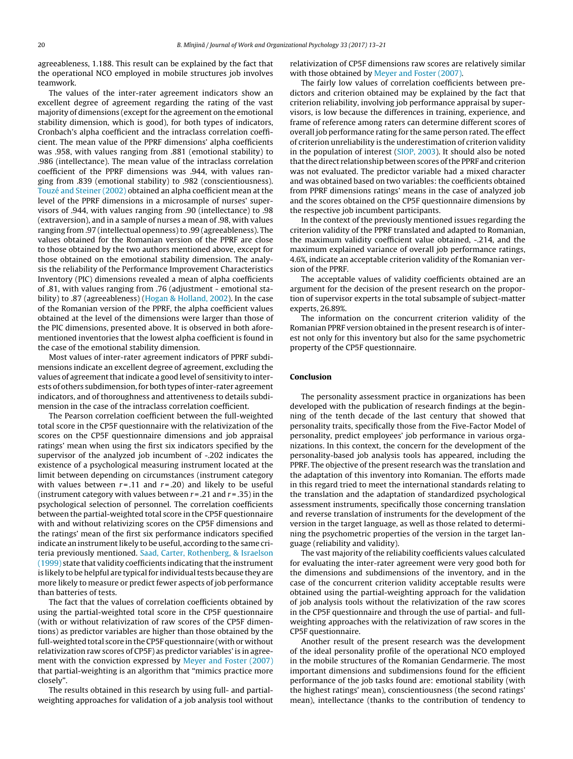agreeableness, 1.188. This result can be explained by the fact that the operational NCO employed in mobile structures job involves teamwork.

The values of the inter-rater agreement indicators show an excellent degree of agreement regarding the rating of the vast majority of dimensions (except for the agreement on the emotional stability dimension, which is good), for both types of indicators, Cronbach's alpha coefficient and the intraclass correlation coefficient. The mean value of the PPRF dimensions' alpha coefficients was .958, with values ranging from .881 (emotional stability) to .986 (intellectance). The mean value of the intraclass correlation coefficient of the PPRF dimensions was .944, with values ranging from .839 (emotional stability) to .982 (conscientiousness). Touzé and Steiner (2002) obtained an alpha coefficient mean at the level of the PPRF dimensions in a microsample of nurses' supervisors of .944, with values ranging from .90 (intellectance) to .98 (extraversion), and in a sample of nurses a mean of .98, with values ranging from .97 (intellectual openness) to .99 (agreeableness). The values obtained for the Romanian version of the PPRF are close to those obtained by the two authors mentioned above, except for those obtained on the emotional stability dimension. The analysis the reliability of the Performance Improvement Characteristics Inventory (PIC) dimensions revealed a mean of alpha coefficients of .81, with values ranging from .76 (adjustment - emotional stability) to .87 (agreeableness) (Hogan & Holland, 2002). In the case of the Romanian version of the PPRF, the alpha coefficient values obtained at the level of the dimensions were larger than those of the PIC dimensions, presented above. It is observed in both aforementioned inventories that the lowest alpha coefficient is found in the case of the emotional stability dimension.

Most values of inter-rater agreement indicators of PPRF subdimensions indicate an excellent degree of agreement, excluding the values of agreement that indicate a good level of sensitivity to interests of others subdimension, for both types of inter-rater agreement indicators, and of thoroughness and attentiveness to details subdimension in the case of the intraclass correlation coefficient.

The Pearson correlation coefficient between the full-weighted total score in the CP5F questionnaire with the relativization of the scores on the CP5F questionnaire dimensions and job appraisal ratings' mean when using the first six indicators specified by the supervisor of the analyzed job incumbent of -.202 indicates the existence of a psychological measuring instrument located at the limit between depending on circumstances (instrument category with values between $r = .11$ and $r = .20$) and likely to be useful (instrument category with values between $r = .21$ and $r = .35$) in the psychological selection of personnel. The correlation coefficients between the partial-weighted total score in the CP5F questionnaire with and without relativizing scores on the CP5F dimensions and the ratings' mean of the first six performance indicators specified indicate an instrument likely to be useful, according to the same criteria previously mentioned. Saad, Carter, Rothenberg, & Israelson (1999) state that validity coefficients indicating that the instrument is likely to be helpful are typical for individual tests because they are more likely to measure or predict fewer aspects of job performance than batteries of tests.

The fact that the values of correlation coefficients obtained by using the partial-weighted total score in the CP5F questionnaire (with or without relativization of raw scores of the CP5F dimensions) as predictor variables are higher than those obtained by the full-weighted total score in the CP5F questionnaire (with or without relativization raw scores of CP5F) as predictor variables' is in agreement with the conviction expressed by Meyer and Foster (2007) that partial-weighting is an algorithm that "mimics practice more closely".

The results obtained in this research by using full- and partial-weighting approaches for validation of a job analysis tool without relativization of CP5F dimensions raw scores are relatively similar with those obtained by Meyer and Foster (2007).

The fairly low values of correlation coefficients between predictors and criterion obtained may be explained by the fact that criterion reliability, involving job performance appraisal by supervisors, is low because the differences in training, experience, and frame of reference among raters can determine different scores of overall job performance rating for the same person rated. The effect of criterion unreliability is the underestimation of criterion validity in the population of interest (SIOP, 2003). It should also be noted that the direct relationship between scores of the PPRF and criterion was not evaluated. The predictor variable had a mixed character and was obtained based on two variables: the coefficients obtained from PPRF dimensions ratings' means in the case of analyzed job and the scores obtained on the CP5F questionnaire dimensions by the respective job incumbent participants.

In the context of the previously mentioned issues regarding the criterion validity of the PPRF translated and adapted to Romanian, the maximum validity coefficient value obtained, -.214, and the maximum explained variance of overall job performance ratings, 4.6%, indicate an acceptable criterion validity of the Romanian version of the PPRF.

The acceptable values of validity coefficients obtained are an argument for the decision of the present research on the proportion of supervisor experts in the total subsample of subject-matter experts, 26.89%.

The information on the concurrent criterion validity of the Romanian PPRF version obtained in the present research is of interest not only for this inventory but also for the same psychometric property of the CP5F questionnaire.

## Conclusion

The personality assessment practice in organizations has been developed with the publication of research findings at the beginning of the tenth decade of the last century that showed that personality traits, specifically those from the Five-Factor Model of personality, predict employees' job performance in various organizations. In this context, the concern for the development of the personality-based job analysis tools has appeared, including the PPRF. The objective of the present research was the translation and the adaptation of this inventory into Romanian. The efforts made in this regard tried to meet the international standards relating to the translation and the adaptation of standardized psychological assessment instruments, specifically those concerning translation and reverse translation of instruments for the development of the version in the target language, as well as those related to determining the psychometric properties of the version in the target language (reliability and validity).

The vast majority of the reliability coefficients values calculated for evaluating the inter-rater agreement were very good both for the dimensions and subdimensions of the inventory, and in the case of the concurrent criterion validity acceptable results were obtained using the partial-weighting approach for the validation of job analysis tools without the relativization of the raw scores in the CP5F questionnaire and through the use of partial- and full-weighting approaches with the relativization of raw scores in the CP5F questionnaire.

Another result of the present research was the development of the ideal personality profile of the operational NCO employed in the mobile structures of the Romanian Gendarmerie. The most important dimensions and subdimensions found for the efficient performance of the job tasks found are: emotional stability (with the highest ratings' mean), conscientiousness (the second ratings' mean), intellectance (thanks to the contribution of tendency to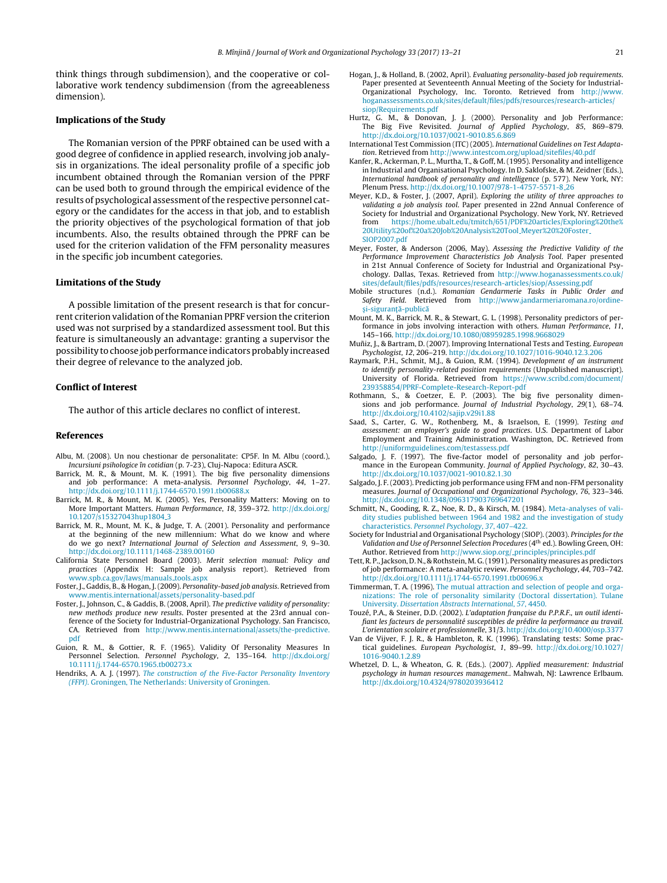think things through subdimension), and the cooperative or collaborative work tendency subdimension (from the agreeableness dimension).

## Implications of the Study

The Romanian version of the PPRF obtained can be used with a good degree of confidence in applied research, involving job analysis in organizations. The ideal personality profile of a specific job incumbent obtained through the Romanian version of the PPRF can be used both to ground through the empirical evidence of the results of psychological assessment of the respective personnel category or the candidates for the access in that job, and to establish the priority objectives of the psychological formation of that job incumbents. Also, the results obtained through the PPRF can be used for the criterion validation of the FFM personality measures in the specific job incumbent categories.

## Limitations of the Study

A possible limitation of the present research is that for concurrent criterion validation of the Romanian PPRF version the criterion used was not surprised by a standardized assessment tool. But this feature is simultaneously an advantage: granting a supervisor the possibility to choose job performance indicators probably increased their degree of relevance to the analyzed job.

## Conflict of Interest

The author of this article declares no conflict of interest.

## References

Albu, M. (2008). Un nou chestionar de personalitate: CP5F. In M. Albu (coord.), *Incursiuni psihologice în cotidian* (p. 7-23), Cluj-Napoca: Editura ASCR.

Barrick, M. R., & Mount, M. K. (1991). The big five personality dimensions and job performance: A meta-analysis. *Personnel Psychology*, *44*, 1–27. http://dx.doi.org/10.1111/j.1744-6570.1991.tb00688.x

Barrick, M. R., & Mount, M. K. (2005). Yes, Personality Matters: Moving on to More Important Matters. *Human Performance*, *18*, 359–372. http://dx.doi.org/10.1207/s15327043hup1804_3

Barrick, M. R., Mount, M. K., & Judge, T. A. (2001). Personality and performance at the beginning of the new millennium: What do we know and where do we go next? *International Journal of Selection and Assessment*, *9*, 9–30. http://dx.doi.org/10.1111/1468-2389.00160

California State Personnel Board (2003). *Merit selection manual: Policy and practices* (Appendix H: Sample job analysis report). Retrieved from www.spb.ca.gov/laws/manuals_tools.aspx

Foster, J., Gaddis, B., & Hogan, J. (2009). *Personality-based job analysis*. Retrieved from www.mentis.international/assets/personality-based.pdf

Foster, J., Johnson, C., & Gaddis, B. (2008, April). *The predictive validity of personality: new methods produce new results*. Poster presented at the 23rd annual conference of the Society for Industrial-Organizational Psychology. San Francisco, CA. Retrieved from http://www.mentis.international/assets/the-predictive.pdf

Guion, R. M., & Gottier, R. F. (1965). Validity Of Personality Measures In Personnel Selection. *Personnel Psychology*, *2*, 135–164. http://dx.doi.org/10.1111/j.1744-6570.1965.tb00273.x

Hendriks, A. A. J. (1997). *The construction of the Five-Factor Personality Inventory (FFPI)*. Groningen, The Netherlands: University of Groningen.

Hogan, J., & Holland, B. (2002, April). *Evaluating personality-based job requirements*. Paper presented at Seventeenth Annual Meeting of the Society for Industrial-Organizational Psychology, Inc. Toronto. Retrieved from http://www.hoganassessments.co.uk/sites/default/files/pdfs/resources/research-articles/siop/Requirements.pdf

Hurtz, G. M., & Donovan, J. J. (2000). Personality and Job Performance: The Big Five Revisited. *Journal of Applied Psychology*, *85*, 869–879. http://dx.doi.org/10.1037/0021-9010.85.6.869

International Test Commission (ITC) (2005). *International Guidelines on Test Adaptation*. Retrieved from http://www.intestcom.org/upload/sitefiles/40.pdf

Kanfer, R., Ackerman, P. L., Murtha, T., & Goff, M. (1995). Personality and intelligence in Industrial and Organisational Psychology. In D. Saklofske, & M. Zeidner (Eds.), *International handbook of personality and intelligence* (p. 577). New York, NY: Plenum Press. http://dx.doi.org/10.1007/978-1-4757-5571-8_26

Meyer, K.D., & Foster, J. (2007, April). *Exploring the utility of three approaches to validating a job analysis tool*. Paper presented in 22nd Annual Conference of Society for Industrial and Organizational Psychology. New York, NY. Retrieved from https://home.ubalt.edu/tmitch/651/PDF%20articles/Exploring%20the%20Utility%20of%20a%20Job%20Analysis%20Tool_Meyer%20%20Foster_SIOP2007.pdf

Meyer, Foster, & Anderson (2006, May). *Assessing the Predictive Validity of the Performance Improvement Characteristics Job Analysis Tool*. Paper presented in 21st Annual Conference of Society for Industrial and Organizational Psychology. Dallas, Texas. Retrieved from http://www.hoganassessments.co.uk/sites/default/files/pdfs/resources/research-articles/siop/Assessing.pdf

Mobile structures (n.d.). *Romanian Gendarmerie Tasks in Public Order and Safety Field*. Retrieved from http://www.jandarmeriaromana.ro/ordine-şi-siguranţă-publică

Mount, M. K., Barrick, M. R., & Stewart, G. L. (1998). Personality predictors of performance in jobs involving interaction with others. *Human Performance*, *11*, 145–166. http://dx.doi.org/10.1080/08959285.1998.9668029

Muñiz, J., & Bartram, D. (2007). Improving International Tests and Testing. *European Psychologist*, *12*, 206–219. http://dx.doi.org/10.1027/1016-9040.12.3.206

Raymark, P.H., Schmit, M.J., & Guion, R.M. (1994). *Development of an instrument to identify personality-related position requirements* (Unpublished manuscript). University of Florida. Retrieved from https://www.scribd.com/document/239358854/PPRF-Complete-Research-Report-pdf

Rothmann, S., & Coetzer, E. P. (2003). The big five personality dimensions and job performance. *Journal of Industrial Psychology*, *29*(1), 68–74. http://dx.doi.org/10.4102/sajip.v29i1.88

Saad, S., Carter, G. W., Rothenberg, M., & Israelson, E. (1999). *Testing and assessment: an employer's guide to good practices*. U.S. Department of Labor Employment and Training Administration. Washington, DC. Retrieved from http://uniformguidelines.com/testassess.pdf

Salgado, J. F. (1997). The five-factor model of personality and job performance in the European Community. *Journal of Applied Psychology*, *82*, 30–43. http://dx.doi.org/10.1037/0021-9010.82.1.30

Salgado, J. F. (2003). Predicting job performance using FFM and non-FFM personality measures. *Journal of Occupational and Organizational Psychology*, *76*, 323–346. http://dx.doi.org/10.1348/096317903769647201

Schmitt, N., Gooding, R. Z., Noe, R. D., & Kirsch, M. (1984). Meta-analyses of validity studies published between 1964 and 1982 and the investigation of study characteristics. *Personnel Psychology*, *37*, 407–422.

Society for Industrial and Organisational Psychology (SIOP). (2003). *Principles for the Validation and Use of Personnel Selection Procedures* (4th ed.). Bowling Green, OH: Author. Retrieved from http://www.siop.org/_principles/principles.pdf

Tett, R. P., Jackson, D. N., & Rothstein, M. G. (1991). Personality measures as predictors of job performance: A meta-analytic review. *Personnel Psychology*, *44*, 703–742. http://dx.doi.org/10.1111/j.1744-6570.1991.tb00696.x

Timmerman, T. A. (1996). The mutual attraction and selection of people and organizations: The role of personality similarity (Doctoral dissertation). Tulane University. *Dissertation Abstracts International*, *57*, 4450.

Touzé, P.A., & Steiner, D.D. (2002). *L'adaptation française du P.P.R.F., un outil identifiant les facteurs de personnalité susceptibles de prédire la performance au travail. L'orientation scolaire et professionnelle*, 31/3. http://dx.doi.org/10.4000/osp.3377

Van de Vijver, F. J. R., & Hambleton, R. K. (1996). Translating tests: Some practical guidelines. *European Psychologist*, *1*, 89–99. http://dx.doi.org/10.1027/1016-9040.1.2.89

Whetzel, D. L., & Wheaton, G. R. (Eds.). (2007). *Applied measurement: Industrial psychology in human resources management.*. Mahwah, NJ: Lawrence Erlbaum. http://dx.doi.org/10.4324/9780203936412